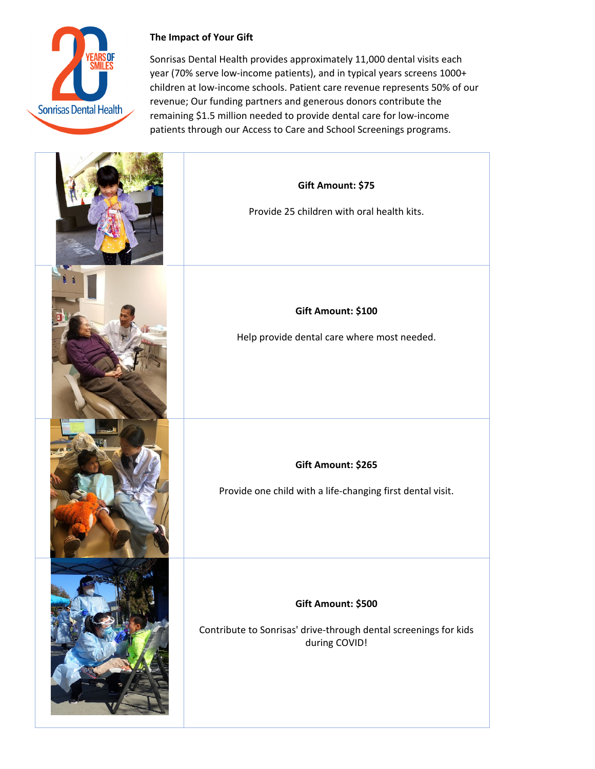## The Impact of Your Gift

Sonrisas Dental Health provides approximately 11,000 dental visits each year (70% serve low-income patients), and in typical years screens 1000+ children at low-income schools. Patient care revenue represents 50% of our revenue; Our funding partners and generous donors contribute the remaining $1.5 million needed to provide dental care for low-income patients through our Access to Care and School Screenings programs.

| | |
|---|---|
| | **Gift Amount: $75**<br><br>Provide 25 children with oral health kits. |
| | **Gift Amount: $100**<br><br>Help provide dental care where most needed. |
| | **Gift Amount: $265**<br><br>Provide one child with a life-changing first dental visit. |
| | **Gift Amount: $500**<br><br>Contribute to Sonrisas' drive-through dental screenings for kids during COVID! |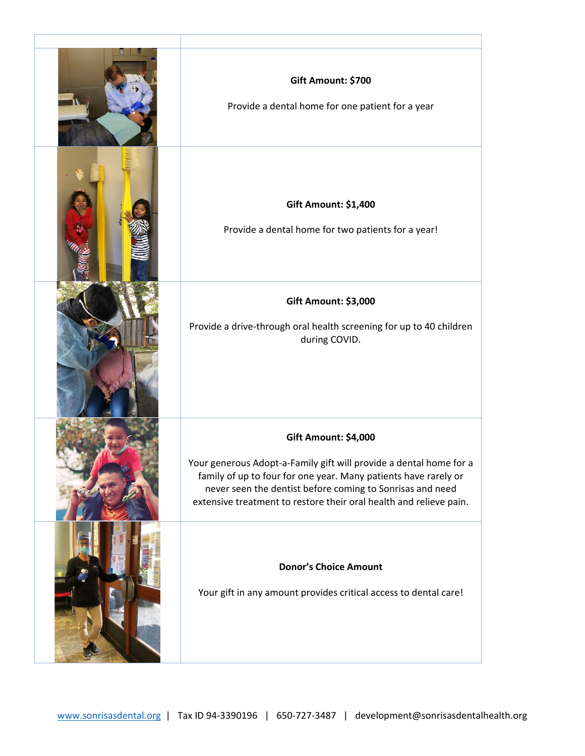| | |
|---|---|
| | **Gift Amount: $700**<br><br>Provide a dental home for one patient for a year |
| | **Gift Amount: $1,400**<br><br>Provide a dental home for two patients for a year! |
| | **Gift Amount: $3,000**<br><br>Provide a drive-through oral health screening for up to 40 children during COVID. |
| | **Gift Amount: $4,000**<br><br>Your generous Adopt-a-Family gift will provide a dental home for a family of up to four for one year. Many patients have rarely or never seen the dentist before coming to Sonrisas and need extensive treatment to restore their oral health and relieve pain. |
| | **Donor's Choice Amount**<br><br>Your gift in any amount provides critical access to dental care! |

www.sonrisasdental.org | Tax ID 94-3390196 | 650-727-3487 | development@sonrisasdentalhealth.org